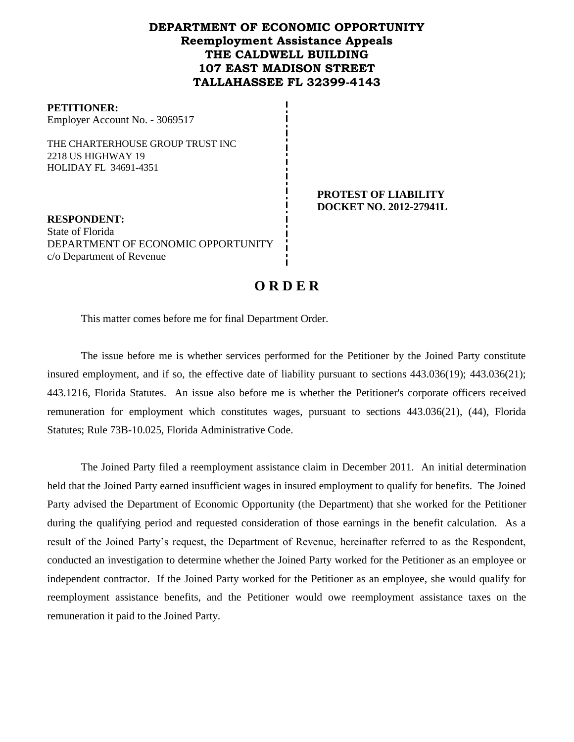# DEPARTMENT OF ECONOMIC OPPORTUNITY
## Reemployment Assistance Appeals
## THE CALDWELL BUILDING
## 107 EAST MADISON STREET
## TALLAHASSEE FL 32399-4143

**PETITIONER:**
Employer Account No. - 3069517

THE CHARTERHOUSE GROUP TRUST INC
2218 US HIGHWAY 19
HOLIDAY FL 34691-4351

**PROTEST OF LIABILITY**
**DOCKET NO. 2012-27941L**

**RESPONDENT:**
State of Florida
DEPARTMENT OF ECONOMIC OPPORTUNITY
c/o Department of Revenue

# O R D E R

This matter comes before me for final Department Order.

The issue before me is whether services performed for the Petitioner by the Joined Party constitute insured employment, and if so, the effective date of liability pursuant to sections 443.036(19); 443.036(21); 443.1216, Florida Statutes. An issue also before me is whether the Petitioner's corporate officers received remuneration for employment which constitutes wages, pursuant to sections 443.036(21), (44), Florida Statutes; Rule 73B-10.025, Florida Administrative Code.

The Joined Party filed a reemployment assistance claim in December 2011. An initial determination held that the Joined Party earned insufficient wages in insured employment to qualify for benefits. The Joined Party advised the Department of Economic Opportunity (the Department) that she worked for the Petitioner during the qualifying period and requested consideration of those earnings in the benefit calculation. As a result of the Joined Party's request, the Department of Revenue, hereinafter referred to as the Respondent, conducted an investigation to determine whether the Joined Party worked for the Petitioner as an employee or independent contractor. If the Joined Party worked for the Petitioner as an employee, she would qualify for reemployment assistance benefits, and the Petitioner would owe reemployment assistance taxes on the remuneration it paid to the Joined Party.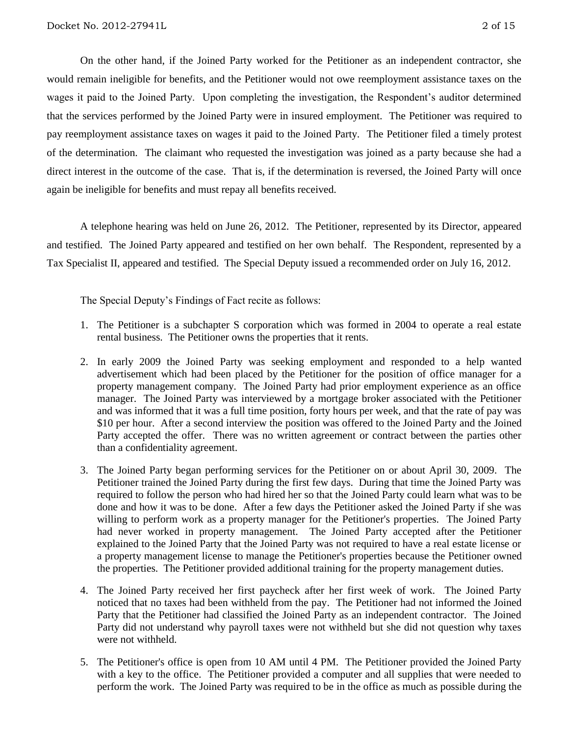On the other hand, if the Joined Party worked for the Petitioner as an independent contractor, she would remain ineligible for benefits, and the Petitioner would not owe reemployment assistance taxes on the wages it paid to the Joined Party. Upon completing the investigation, the Respondent's auditor determined that the services performed by the Joined Party were in insured employment. The Petitioner was required to pay reemployment assistance taxes on wages it paid to the Joined Party. The Petitioner filed a timely protest of the determination. The claimant who requested the investigation was joined as a party because she had a direct interest in the outcome of the case. That is, if the determination is reversed, the Joined Party will once again be ineligible for benefits and must repay all benefits received.

A telephone hearing was held on June 26, 2012. The Petitioner, represented by its Director, appeared and testified. The Joined Party appeared and testified on her own behalf. The Respondent, represented by a Tax Specialist II, appeared and testified. The Special Deputy issued a recommended order on July 16, 2012.

The Special Deputy's Findings of Fact recite as follows:

1. The Petitioner is a subchapter S corporation which was formed in 2004 to operate a real estate rental business. The Petitioner owns the properties that it rents.
2. In early 2009 the Joined Party was seeking employment and responded to a help wanted advertisement which had been placed by the Petitioner for the position of office manager for a property management company. The Joined Party had prior employment experience as an office manager. The Joined Party was interviewed by a mortgage broker associated with the Petitioner and was informed that it was a full time position, forty hours per week, and that the rate of pay was $10 per hour. After a second interview the position was offered to the Joined Party and the Joined Party accepted the offer. There was no written agreement or contract between the parties other than a confidentiality agreement.
3. The Joined Party began performing services for the Petitioner on or about April 30, 2009. The Petitioner trained the Joined Party during the first few days. During that time the Joined Party was required to follow the person who had hired her so that the Joined Party could learn what was to be done and how it was to be done. After a few days the Petitioner asked the Joined Party if she was willing to perform work as a property manager for the Petitioner's properties. The Joined Party had never worked in property management. The Joined Party accepted after the Petitioner explained to the Joined Party that the Joined Party was not required to have a real estate license or a property management license to manage the Petitioner's properties because the Petitioner owned the properties. The Petitioner provided additional training for the property management duties.
4. The Joined Party received her first paycheck after her first week of work. The Joined Party noticed that no taxes had been withheld from the pay. The Petitioner had not informed the Joined Party that the Petitioner had classified the Joined Party as an independent contractor. The Joined Party did not understand why payroll taxes were not withheld but she did not question why taxes were not withheld.
5. The Petitioner's office is open from 10 AM until 4 PM. The Petitioner provided the Joined Party with a key to the office. The Petitioner provided a computer and all supplies that were needed to perform the work. The Joined Party was required to be in the office as much as possible during the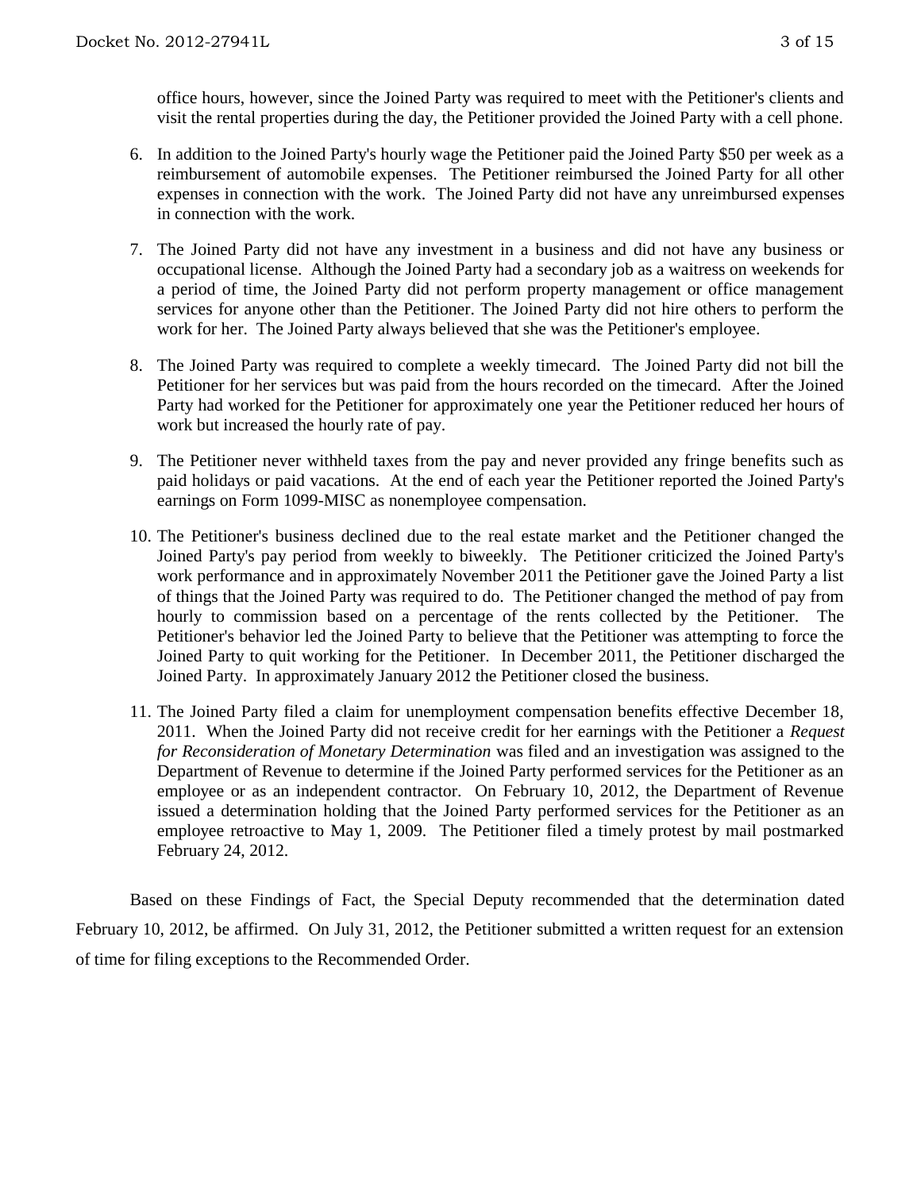office hours, however, since the Joined Party was required to meet with the Petitioner's clients and visit the rental properties during the day, the Petitioner provided the Joined Party with a cell phone.

6. In addition to the Joined Party's hourly wage the Petitioner paid the Joined Party $50 per week as a reimbursement of automobile expenses. The Petitioner reimbursed the Joined Party for all other expenses in connection with the work. The Joined Party did not have any unreimbursed expenses in connection with the work.

7. The Joined Party did not have any investment in a business and did not have any business or occupational license. Although the Joined Party had a secondary job as a waitress on weekends for a period of time, the Joined Party did not perform property management or office management services for anyone other than the Petitioner. The Joined Party did not hire others to perform the work for her. The Joined Party always believed that she was the Petitioner's employee.

8. The Joined Party was required to complete a weekly timecard. The Joined Party did not bill the Petitioner for her services but was paid from the hours recorded on the timecard. After the Joined Party had worked for the Petitioner for approximately one year the Petitioner reduced her hours of work but increased the hourly rate of pay.

9. The Petitioner never withheld taxes from the pay and never provided any fringe benefits such as paid holidays or paid vacations. At the end of each year the Petitioner reported the Joined Party's earnings on Form 1099-MISC as nonemployee compensation.

10. The Petitioner's business declined due to the real estate market and the Petitioner changed the Joined Party's pay period from weekly to biweekly. The Petitioner criticized the Joined Party's work performance and in approximately November 2011 the Petitioner gave the Joined Party a list of things that the Joined Party was required to do. The Petitioner changed the method of pay from hourly to commission based on a percentage of the rents collected by the Petitioner. The Petitioner's behavior led the Joined Party to believe that the Petitioner was attempting to force the Joined Party to quit working for the Petitioner. In December 2011, the Petitioner discharged the Joined Party. In approximately January 2012 the Petitioner closed the business.

11. The Joined Party filed a claim for unemployment compensation benefits effective December 18, 2011. When the Joined Party did not receive credit for her earnings with the Petitioner a *Request for Reconsideration of Monetary Determination* was filed and an investigation was assigned to the Department of Revenue to determine if the Joined Party performed services for the Petitioner as an employee or as an independent contractor. On February 10, 2012, the Department of Revenue issued a determination holding that the Joined Party performed services for the Petitioner as an employee retroactive to May 1, 2009. The Petitioner filed a timely protest by mail postmarked February 24, 2012.

Based on these Findings of Fact, the Special Deputy recommended that the determination dated February 10, 2012, be affirmed. On July 31, 2012, the Petitioner submitted a written request for an extension of time for filing exceptions to the Recommended Order.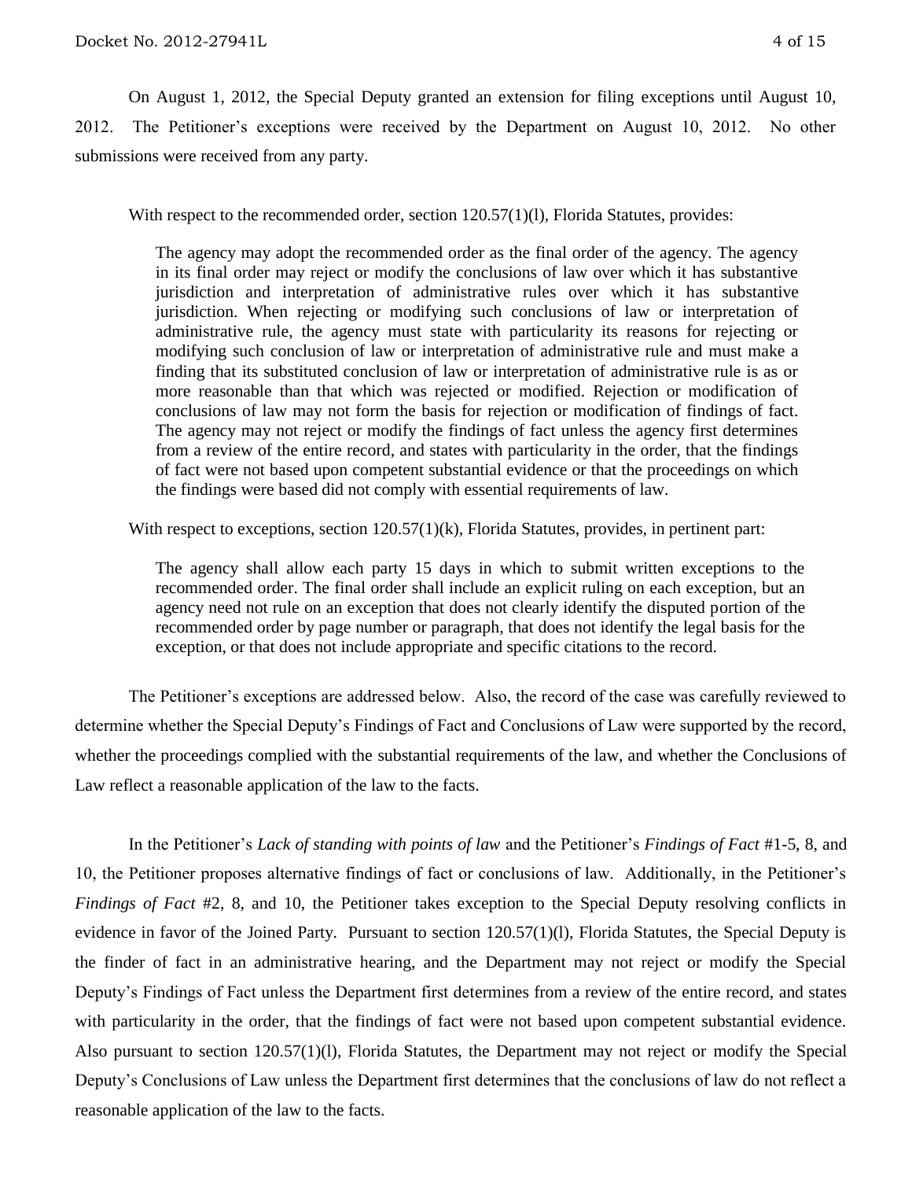On August 1, 2012, the Special Deputy granted an extension for filing exceptions until August 10, 2012. The Petitioner's exceptions were received by the Department on August 10, 2012. No other submissions were received from any party.

With respect to the recommended order, section 120.57(1)(l), Florida Statutes, provides:

> The agency may adopt the recommended order as the final order of the agency. The agency in its final order may reject or modify the conclusions of law over which it has substantive jurisdiction and interpretation of administrative rules over which it has substantive jurisdiction. When rejecting or modifying such conclusions of law or interpretation of administrative rule, the agency must state with particularity its reasons for rejecting or modifying such conclusion of law or interpretation of administrative rule and must make a finding that its substituted conclusion of law or interpretation of administrative rule is as or more reasonable than that which was rejected or modified. Rejection or modification of conclusions of law may not form the basis for rejection or modification of findings of fact. The agency may not reject or modify the findings of fact unless the agency first determines from a review of the entire record, and states with particularity in the order, that the findings of fact were not based upon competent substantial evidence or that the proceedings on which the findings were based did not comply with essential requirements of law.

With respect to exceptions, section 120.57(1)(k), Florida Statutes, provides, in pertinent part:

> The agency shall allow each party 15 days in which to submit written exceptions to the recommended order. The final order shall include an explicit ruling on each exception, but an agency need not rule on an exception that does not clearly identify the disputed portion of the recommended order by page number or paragraph, that does not identify the legal basis for the exception, or that does not include appropriate and specific citations to the record.

The Petitioner's exceptions are addressed below. Also, the record of the case was carefully reviewed to determine whether the Special Deputy's Findings of Fact and Conclusions of Law were supported by the record, whether the proceedings complied with the substantial requirements of the law, and whether the Conclusions of Law reflect a reasonable application of the law to the facts.

In the Petitioner's *Lack of standing with points of law* and the Petitioner's *Findings of Fact* #1-5, 8, and 10, the Petitioner proposes alternative findings of fact or conclusions of law. Additionally, in the Petitioner's *Findings of Fact* #2, 8, and 10, the Petitioner takes exception to the Special Deputy resolving conflicts in evidence in favor of the Joined Party. Pursuant to section 120.57(1)(l), Florida Statutes, the Special Deputy is the finder of fact in an administrative hearing, and the Department may not reject or modify the Special Deputy's Findings of Fact unless the Department first determines from a review of the entire record, and states with particularity in the order, that the findings of fact were not based upon competent substantial evidence. Also pursuant to section 120.57(1)(l), Florida Statutes, the Department may not reject or modify the Special Deputy's Conclusions of Law unless the Department first determines that the conclusions of law do not reflect a reasonable application of the law to the facts.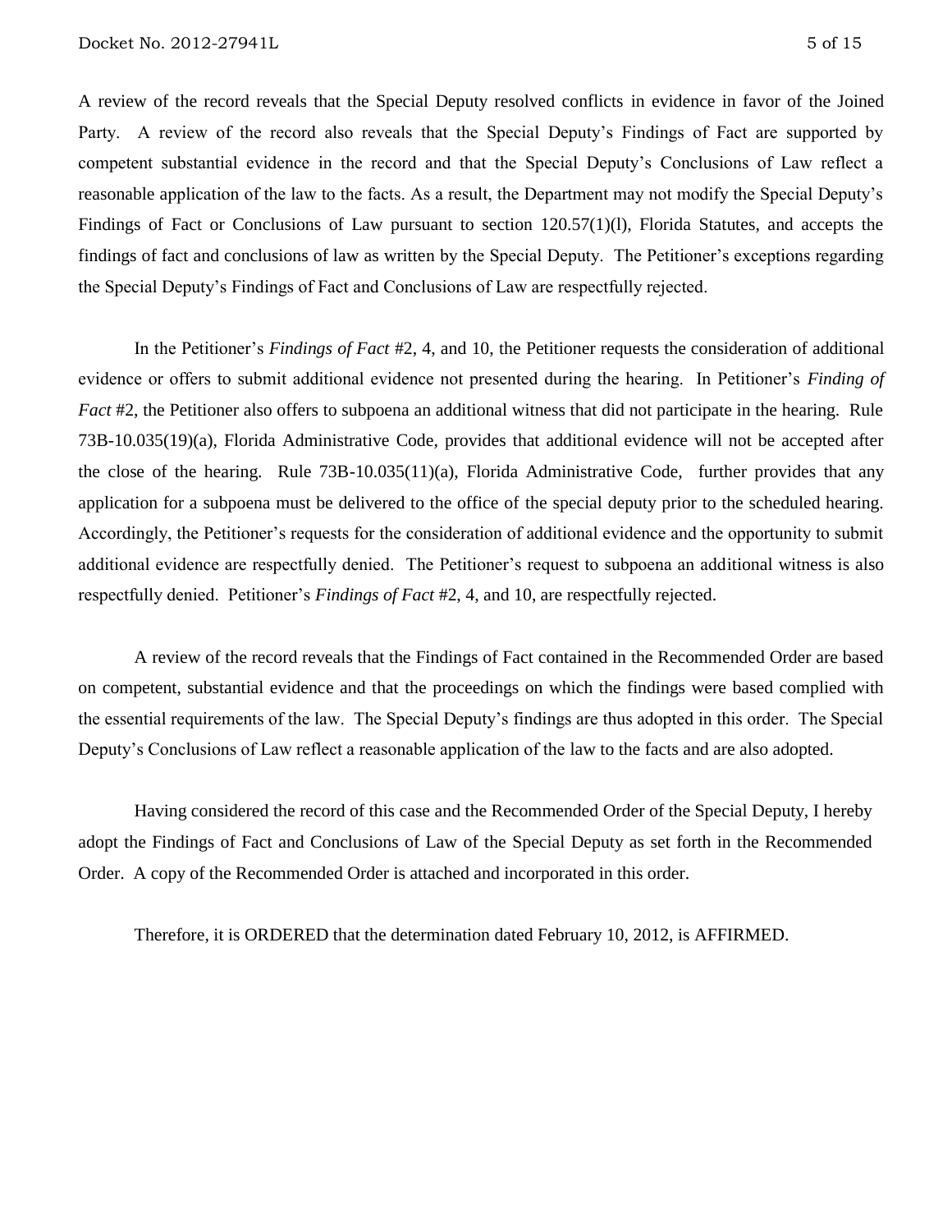A review of the record reveals that the Special Deputy resolved conflicts in evidence in favor of the Joined Party. A review of the record also reveals that the Special Deputy's Findings of Fact are supported by competent substantial evidence in the record and that the Special Deputy's Conclusions of Law reflect a reasonable application of the law to the facts. As a result, the Department may not modify the Special Deputy's Findings of Fact or Conclusions of Law pursuant to section 120.57(1)(l), Florida Statutes, and accepts the findings of fact and conclusions of law as written by the Special Deputy. The Petitioner's exceptions regarding the Special Deputy's Findings of Fact and Conclusions of Law are respectfully rejected.

In the Petitioner's *Findings of Fact* #2, 4, and 10, the Petitioner requests the consideration of additional evidence or offers to submit additional evidence not presented during the hearing. In Petitioner's *Finding of Fact* #2, the Petitioner also offers to subpoena an additional witness that did not participate in the hearing. Rule 73B-10.035(19)(a), Florida Administrative Code, provides that additional evidence will not be accepted after the close of the hearing. Rule 73B-10.035(11)(a), Florida Administrative Code, further provides that any application for a subpoena must be delivered to the office of the special deputy prior to the scheduled hearing. Accordingly, the Petitioner's requests for the consideration of additional evidence and the opportunity to submit additional evidence are respectfully denied. The Petitioner's request to subpoena an additional witness is also respectfully denied. Petitioner's *Findings of Fact* #2, 4, and 10, are respectfully rejected.

A review of the record reveals that the Findings of Fact contained in the Recommended Order are based on competent, substantial evidence and that the proceedings on which the findings were based complied with the essential requirements of the law. The Special Deputy's findings are thus adopted in this order. The Special Deputy's Conclusions of Law reflect a reasonable application of the law to the facts and are also adopted.

Having considered the record of this case and the Recommended Order of the Special Deputy, I hereby adopt the Findings of Fact and Conclusions of Law of the Special Deputy as set forth in the Recommended Order. A copy of the Recommended Order is attached and incorporated in this order.

Therefore, it is ORDERED that the determination dated February 10, 2012, is AFFIRMED.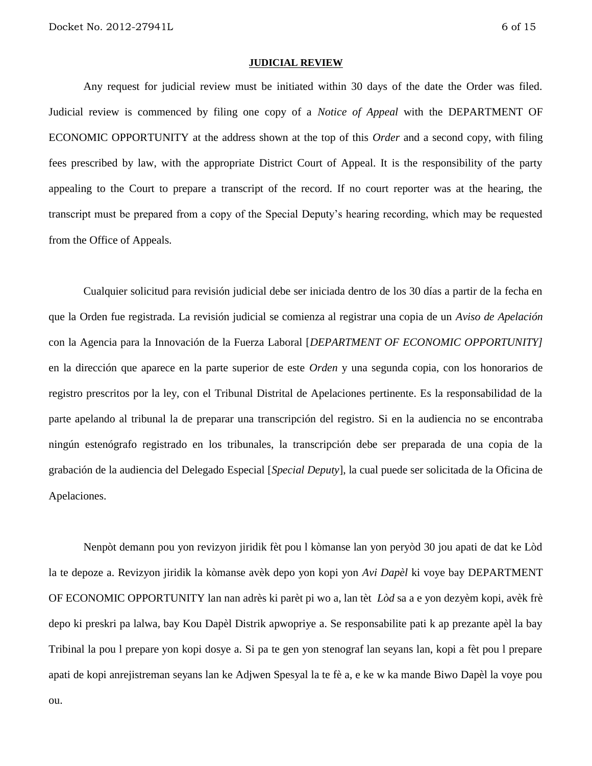## JUDICIAL REVIEW

Any request for judicial review must be initiated within 30 days of the date the Order was filed. Judicial review is commenced by filing one copy of a *Notice of Appeal* with the DEPARTMENT OF ECONOMIC OPPORTUNITY at the address shown at the top of this *Order* and a second copy, with filing fees prescribed by law, with the appropriate District Court of Appeal. It is the responsibility of the party appealing to the Court to prepare a transcript of the record. If no court reporter was at the hearing, the transcript must be prepared from a copy of the Special Deputy's hearing recording, which may be requested from the Office of Appeals.

Cualquier solicitud para revisión judicial debe ser iniciada dentro de los 30 días a partir de la fecha en que la Orden fue registrada. La revisión judicial se comienza al registrar una copia de un *Aviso de Apelación* con la Agencia para la Innovación de la Fuerza Laboral [*DEPARTMENT OF ECONOMIC OPPORTUNITY]* en la dirección que aparece en la parte superior de este *Orden* y una segunda copia, con los honorarios de registro prescritos por la ley, con el Tribunal Distrital de Apelaciones pertinente. Es la responsabilidad de la parte apelando al tribunal la de preparar una transcripción del registro. Si en la audiencia no se encontraba ningún estenógrafo registrado en los tribunales, la transcripción debe ser preparada de una copia de la grabación de la audiencia del Delegado Especial [*Special Deputy*], la cual puede ser solicitada de la Oficina de Apelaciones.

Nenpòt demann pou yon revizyon jiridik fèt pou l kòmanse lan yon peryòd 30 jou apati de dat ke Lòd la te depoze a. Revizyon jiridik la kòmanse avèk depo yon kopi yon *Avi Dapèl* ki voye bay DEPARTMENT OF ECONOMIC OPPORTUNITY lan nan adrès ki parèt pi wo a, lan tèt *Lòd* sa a e yon dezyèm kopi, avèk frè depo ki preskri pa lalwa, bay Kou Dapèl Distrik apwopriye a. Se responsabilite pati k ap prezante apèl la bay Tribinal la pou l prepare yon kopi dosye a. Si pa te gen yon stenograf lan seyans lan, kopi a fèt pou l prepare apati de kopi anrejistreman seyans lan ke Adjwen Spesyal la te fè a, e ke w ka mande Biwo Dapèl la voye pou ou.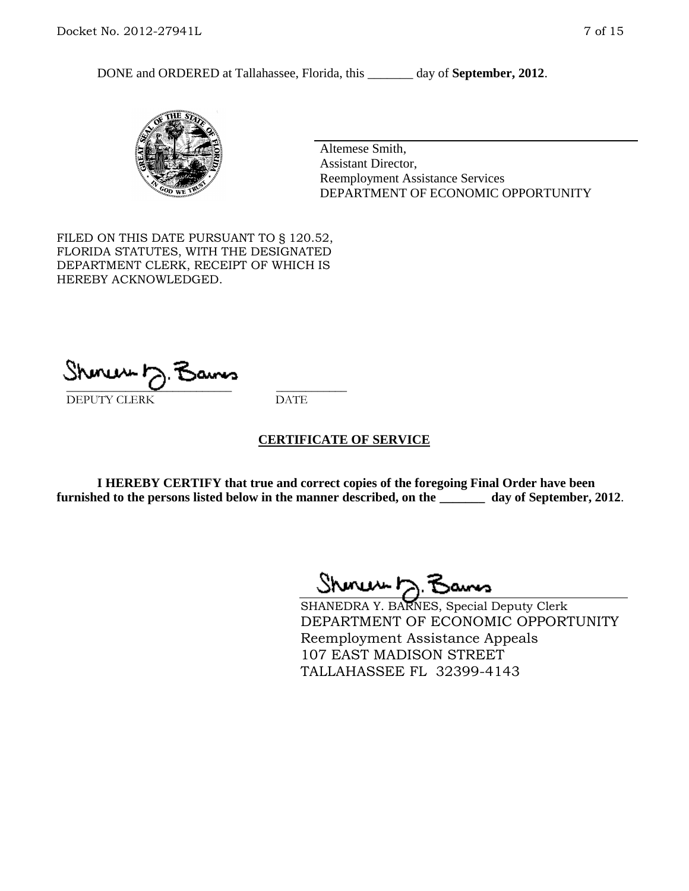DONE and ORDERED at Tallahassee, Florida, this _______ day of **September, 2012**.

Altemese Smith,
Assistant Director,
Reemployment Assistance Services
DEPARTMENT OF ECONOMIC OPPORTUNITY

FILED ON THIS DATE PURSUANT TO § 120.52, FLORIDA STATUTES, WITH THE DESIGNATED DEPARTMENT CLERK, RECEIPT OF WHICH IS HEREBY ACKNOWLEDGED.

___________________________ ___________
DEPUTY CLERK DATE

## CERTIFICATE OF SERVICE

**I HEREBY CERTIFY that true and correct copies of the foregoing Final Order have been furnished to the persons listed below in the manner described, on the _______ day of September, 2012**.

SHANEDRA Y. BARNES, Special Deputy Clerk
DEPARTMENT OF ECONOMIC OPPORTUNITY
Reemployment Assistance Appeals
107 EAST MADISON STREET
TALLAHASSEE FL 32399-4143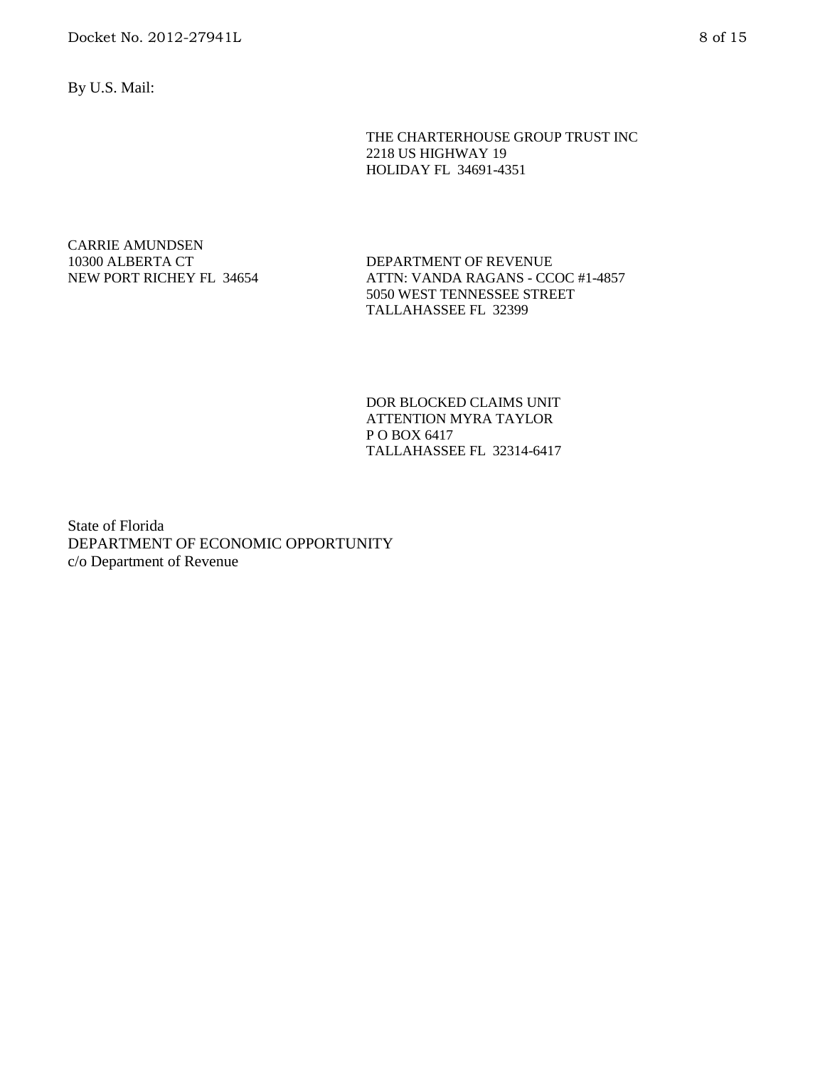By U.S. Mail:

THE CHARTERHOUSE GROUP TRUST INC
2218 US HIGHWAY 19
HOLIDAY FL 34691-4351

CARRIE AMUNDSEN
10300 ALBERTA CT
NEW PORT RICHEY FL 34654

DEPARTMENT OF REVENUE
ATTN: VANDA RAGANS - CCOC #1-4857
5050 WEST TENNESSEE STREET
TALLAHASSEE FL 32399

DOR BLOCKED CLAIMS UNIT
ATTENTION MYRA TAYLOR
P O BOX 6417
TALLAHASSEE FL 32314-6417

State of Florida
DEPARTMENT OF ECONOMIC OPPORTUNITY
c/o Department of Revenue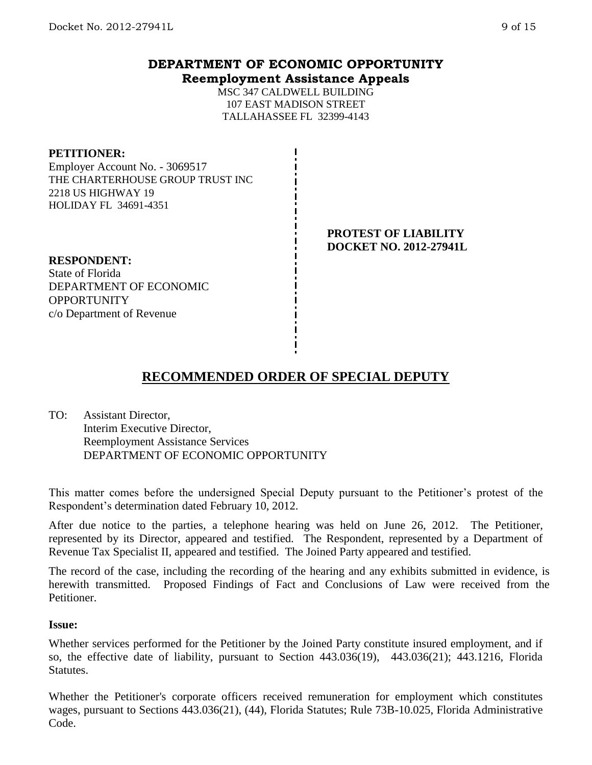# DEPARTMENT OF ECONOMIC OPPORTUNITY
## Reemployment Assistance Appeals

MSC 347 CALDWELL BUILDING
107 EAST MADISON STREET
TALLAHASSEE FL 32399-4143

**PETITIONER:**
Employer Account No. - 3069517
THE CHARTERHOUSE GROUP TRUST INC
2218 US HIGHWAY 19
HOLIDAY FL 34691-4351

**PROTEST OF LIABILITY**
**DOCKET NO. 2012-27941L**

**RESPONDENT:**
State of Florida
DEPARTMENT OF ECONOMIC OPPORTUNITY
c/o Department of Revenue

## RECOMMENDED ORDER OF SPECIAL DEPUTY

TO: Assistant Director,
Interim Executive Director,
Reemployment Assistance Services
DEPARTMENT OF ECONOMIC OPPORTUNITY

This matter comes before the undersigned Special Deputy pursuant to the Petitioner's protest of the Respondent's determination dated February 10, 2012.

After due notice to the parties, a telephone hearing was held on June 26, 2012. The Petitioner, represented by its Director, appeared and testified. The Respondent, represented by a Department of Revenue Tax Specialist II, appeared and testified. The Joined Party appeared and testified.

The record of the case, including the recording of the hearing and any exhibits submitted in evidence, is herewith transmitted. Proposed Findings of Fact and Conclusions of Law were received from the Petitioner.

**Issue:**

Whether services performed for the Petitioner by the Joined Party constitute insured employment, and if so, the effective date of liability, pursuant to Section 443.036(19), 443.036(21); 443.1216, Florida Statutes.

Whether the Petitioner's corporate officers received remuneration for employment which constitutes wages, pursuant to Sections 443.036(21), (44), Florida Statutes; Rule 73B-10.025, Florida Administrative Code.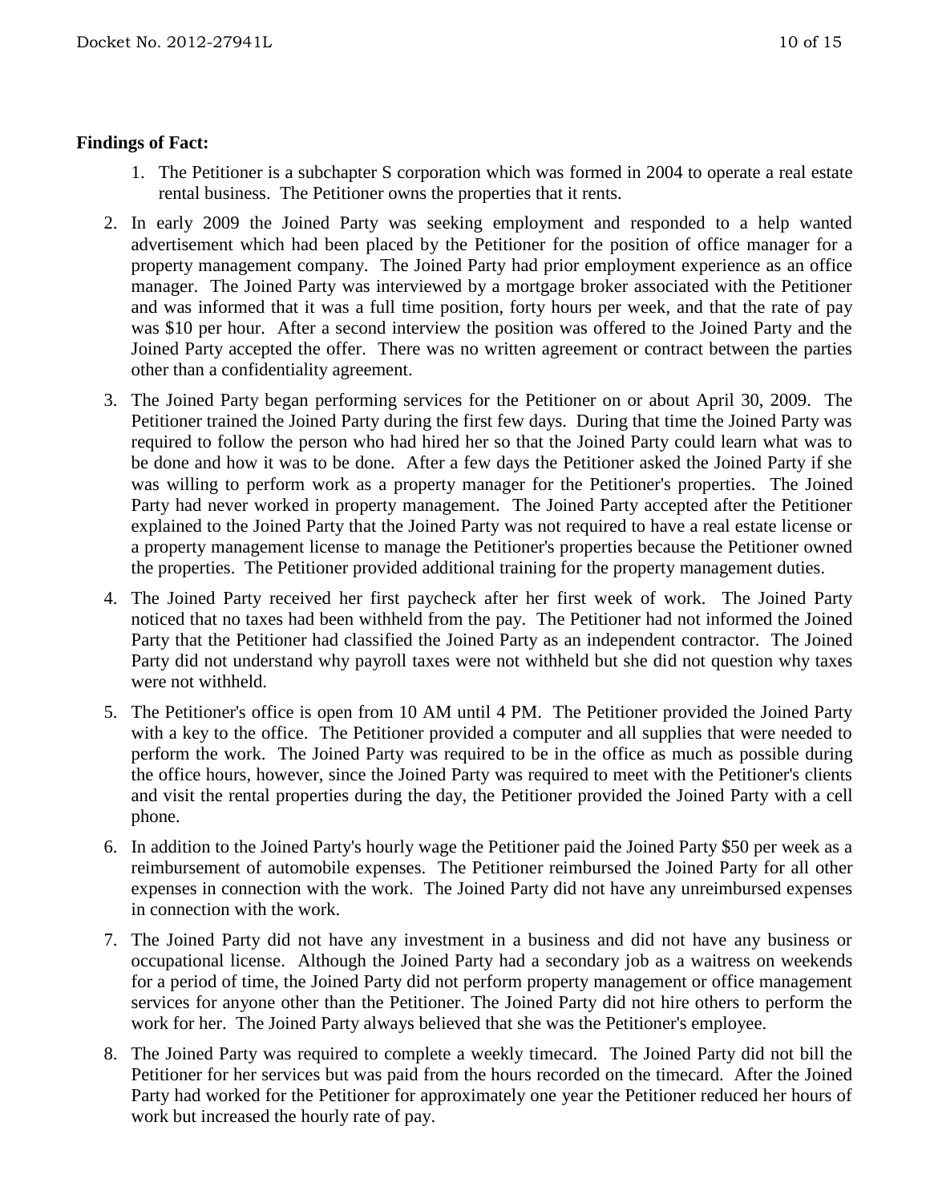**Findings of Fact:**

1. The Petitioner is a subchapter S corporation which was formed in 2004 to operate a real estate rental business. The Petitioner owns the properties that it rents.
2. In early 2009 the Joined Party was seeking employment and responded to a help wanted advertisement which had been placed by the Petitioner for the position of office manager for a property management company. The Joined Party had prior employment experience as an office manager. The Joined Party was interviewed by a mortgage broker associated with the Petitioner and was informed that it was a full time position, forty hours per week, and that the rate of pay was $10 per hour. After a second interview the position was offered to the Joined Party and the Joined Party accepted the offer. There was no written agreement or contract between the parties other than a confidentiality agreement.
3. The Joined Party began performing services for the Petitioner on or about April 30, 2009. The Petitioner trained the Joined Party during the first few days. During that time the Joined Party was required to follow the person who had hired her so that the Joined Party could learn what was to be done and how it was to be done. After a few days the Petitioner asked the Joined Party if she was willing to perform work as a property manager for the Petitioner's properties. The Joined Party had never worked in property management. The Joined Party accepted after the Petitioner explained to the Joined Party that the Joined Party was not required to have a real estate license or a property management license to manage the Petitioner's properties because the Petitioner owned the properties. The Petitioner provided additional training for the property management duties.
4. The Joined Party received her first paycheck after her first week of work. The Joined Party noticed that no taxes had been withheld from the pay. The Petitioner had not informed the Joined Party that the Petitioner had classified the Joined Party as an independent contractor. The Joined Party did not understand why payroll taxes were not withheld but she did not question why taxes were not withheld.
5. The Petitioner's office is open from 10 AM until 4 PM. The Petitioner provided the Joined Party with a key to the office. The Petitioner provided a computer and all supplies that were needed to perform the work. The Joined Party was required to be in the office as much as possible during the office hours, however, since the Joined Party was required to meet with the Petitioner's clients and visit the rental properties during the day, the Petitioner provided the Joined Party with a cell phone.
6. In addition to the Joined Party's hourly wage the Petitioner paid the Joined Party $50 per week as a reimbursement of automobile expenses. The Petitioner reimbursed the Joined Party for all other expenses in connection with the work. The Joined Party did not have any unreimbursed expenses in connection with the work.
7. The Joined Party did not have any investment in a business and did not have any business or occupational license. Although the Joined Party had a secondary job as a waitress on weekends for a period of time, the Joined Party did not perform property management or office management services for anyone other than the Petitioner. The Joined Party did not hire others to perform the work for her. The Joined Party always believed that she was the Petitioner's employee.
8. The Joined Party was required to complete a weekly timecard. The Joined Party did not bill the Petitioner for her services but was paid from the hours recorded on the timecard. After the Joined Party had worked for the Petitioner for approximately one year the Petitioner reduced her hours of work but increased the hourly rate of pay.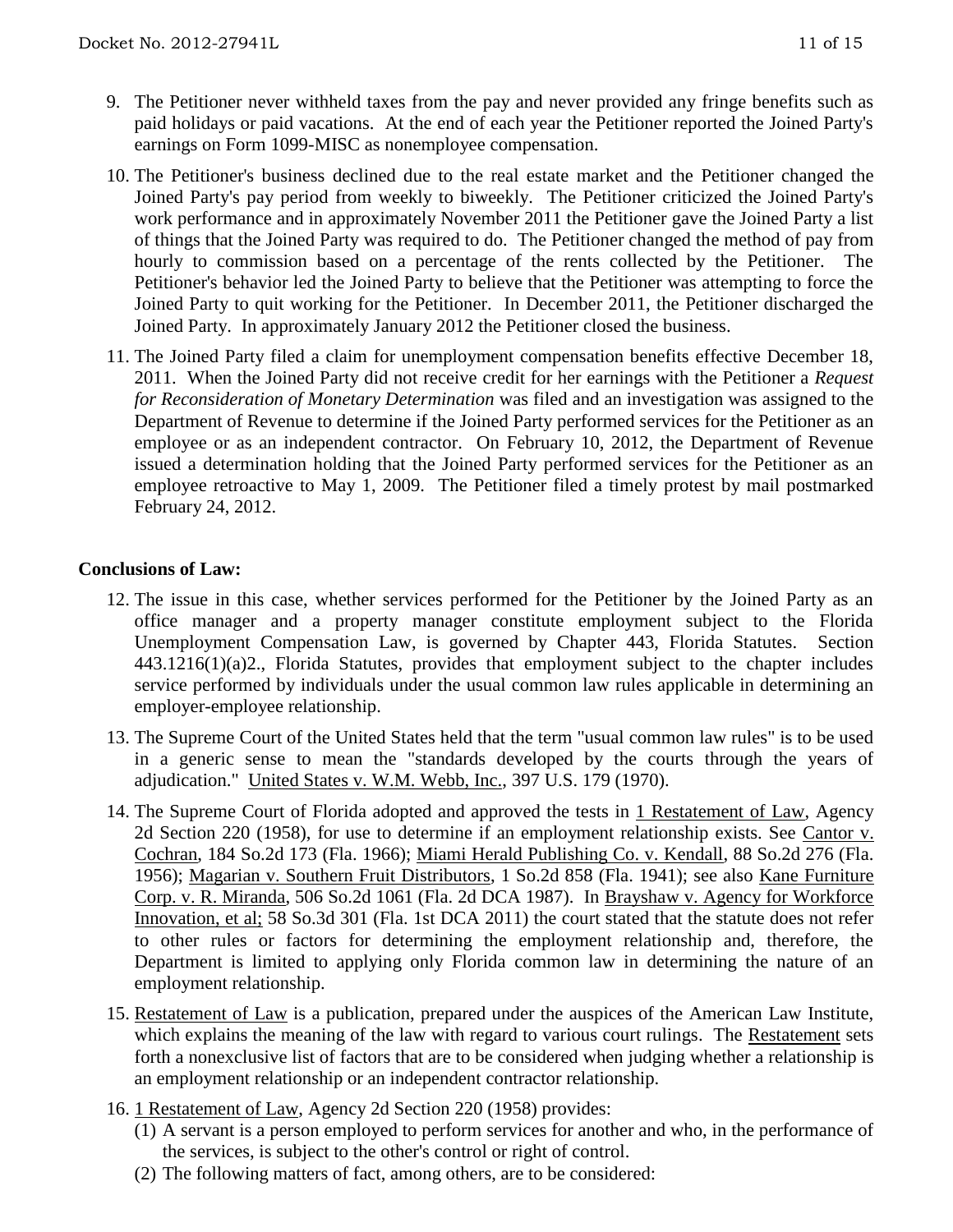9. The Petitioner never withheld taxes from the pay and never provided any fringe benefits such as paid holidays or paid vacations. At the end of each year the Petitioner reported the Joined Party's earnings on Form 1099-MISC as nonemployee compensation.

10. The Petitioner's business declined due to the real estate market and the Petitioner changed the Joined Party's pay period from weekly to biweekly. The Petitioner criticized the Joined Party's work performance and in approximately November 2011 the Petitioner gave the Joined Party a list of things that the Joined Party was required to do. The Petitioner changed the method of pay from hourly to commission based on a percentage of the rents collected by the Petitioner. The Petitioner's behavior led the Joined Party to believe that the Petitioner was attempting to force the Joined Party to quit working for the Petitioner. In December 2011, the Petitioner discharged the Joined Party. In approximately January 2012 the Petitioner closed the business.

11. The Joined Party filed a claim for unemployment compensation benefits effective December 18, 2011. When the Joined Party did not receive credit for her earnings with the Petitioner a *Request for Reconsideration of Monetary Determination* was filed and an investigation was assigned to the Department of Revenue to determine if the Joined Party performed services for the Petitioner as an employee or as an independent contractor. On February 10, 2012, the Department of Revenue issued a determination holding that the Joined Party performed services for the Petitioner as an employee retroactive to May 1, 2009. The Petitioner filed a timely protest by mail postmarked February 24, 2012.

**Conclusions of Law:**

12. The issue in this case, whether services performed for the Petitioner by the Joined Party as an office manager and a property manager constitute employment subject to the Florida Unemployment Compensation Law, is governed by Chapter 443, Florida Statutes. Section 443.1216(1)(a)2., Florida Statutes, provides that employment subject to the chapter includes service performed by individuals under the usual common law rules applicable in determining an employer-employee relationship.

13. The Supreme Court of the United States held that the term "usual common law rules" is to be used in a generic sense to mean the "standards developed by the courts through the years of adjudication." United States v. W.M. Webb, Inc., 397 U.S. 179 (1970).

14. The Supreme Court of Florida adopted and approved the tests in 1 Restatement of Law, Agency 2d Section 220 (1958), for use to determine if an employment relationship exists. See Cantor v. Cochran, 184 So.2d 173 (Fla. 1966); Miami Herald Publishing Co. v. Kendall, 88 So.2d 276 (Fla. 1956); Magarian v. Southern Fruit Distributors, 1 So.2d 858 (Fla. 1941); see also Kane Furniture Corp. v. R. Miranda, 506 So.2d 1061 (Fla. 2d DCA 1987). In Brayshaw v. Agency for Workforce Innovation, et al; 58 So.3d 301 (Fla. 1st DCA 2011) the court stated that the statute does not refer to other rules or factors for determining the employment relationship and, therefore, the Department is limited to applying only Florida common law in determining the nature of an employment relationship.

15. Restatement of Law is a publication, prepared under the auspices of the American Law Institute, which explains the meaning of the law with regard to various court rulings. The Restatement sets forth a nonexclusive list of factors that are to be considered when judging whether a relationship is an employment relationship or an independent contractor relationship.

16. 1 Restatement of Law, Agency 2d Section 220 (1958) provides:
    (1) A servant is a person employed to perform services for another and who, in the performance of the services, is subject to the other's control or right of control.
    (2) The following matters of fact, among others, are to be considered: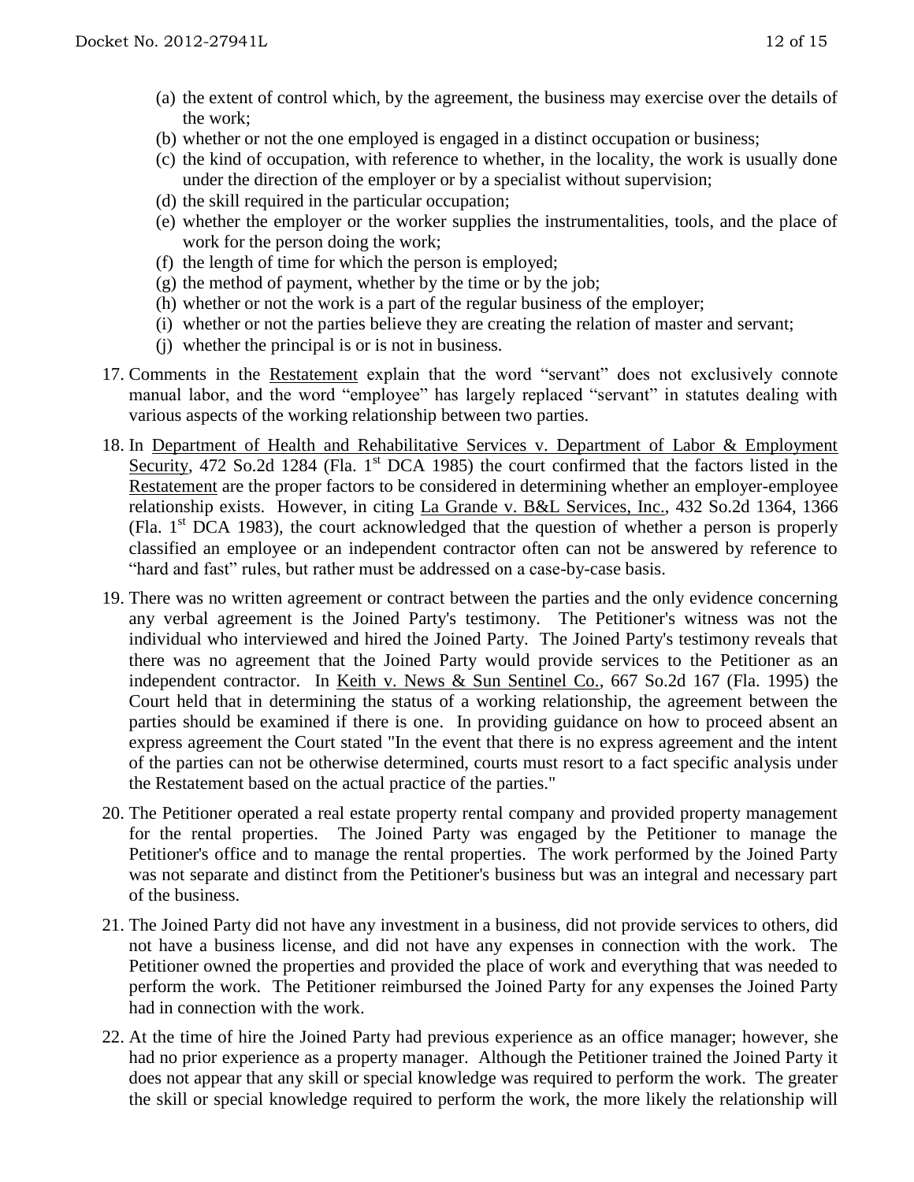- (a) the extent of control which, by the agreement, the business may exercise over the details of the work;
- (b) whether or not the one employed is engaged in a distinct occupation or business;
- (c) the kind of occupation, with reference to whether, in the locality, the work is usually done under the direction of the employer or by a specialist without supervision;
- (d) the skill required in the particular occupation;
- (e) whether the employer or the worker supplies the instrumentalities, tools, and the place of work for the person doing the work;
- (f) the length of time for which the person is employed;
- (g) the method of payment, whether by the time or by the job;
- (h) whether or not the work is a part of the regular business of the employer;
- (i) whether or not the parties believe they are creating the relation of master and servant;
- (j) whether the principal is or is not in business.

17. Comments in the Restatement explain that the word "servant" does not exclusively connote manual labor, and the word "employee" has largely replaced "servant" in statutes dealing with various aspects of the working relationship between two parties.

18. In Department of Health and Rehabilitative Services v. Department of Labor & Employment Security, 472 So.2d 1284 (Fla. 1st DCA 1985) the court confirmed that the factors listed in the Restatement are the proper factors to be considered in determining whether an employer-employee relationship exists. However, in citing La Grande v. B&L Services, Inc., 432 So.2d 1364, 1366 (Fla. 1st DCA 1983), the court acknowledged that the question of whether a person is properly classified an employee or an independent contractor often can not be answered by reference to "hard and fast" rules, but rather must be addressed on a case-by-case basis.

19. There was no written agreement or contract between the parties and the only evidence concerning any verbal agreement is the Joined Party's testimony. The Petitioner's witness was not the individual who interviewed and hired the Joined Party. The Joined Party's testimony reveals that there was no agreement that the Joined Party would provide services to the Petitioner as an independent contractor. In Keith v. News & Sun Sentinel Co., 667 So.2d 167 (Fla. 1995) the Court held that in determining the status of a working relationship, the agreement between the parties should be examined if there is one. In providing guidance on how to proceed absent an express agreement the Court stated "In the event that there is no express agreement and the intent of the parties can not be otherwise determined, courts must resort to a fact specific analysis under the Restatement based on the actual practice of the parties."

20. The Petitioner operated a real estate property rental company and provided property management for the rental properties. The Joined Party was engaged by the Petitioner to manage the Petitioner's office and to manage the rental properties. The work performed by the Joined Party was not separate and distinct from the Petitioner's business but was an integral and necessary part of the business.

21. The Joined Party did not have any investment in a business, did not provide services to others, did not have a business license, and did not have any expenses in connection with the work. The Petitioner owned the properties and provided the place of work and everything that was needed to perform the work. The Petitioner reimbursed the Joined Party for any expenses the Joined Party had in connection with the work.

22. At the time of hire the Joined Party had previous experience as an office manager; however, she had no prior experience as a property manager. Although the Petitioner trained the Joined Party it does not appear that any skill or special knowledge was required to perform the work. The greater the skill or special knowledge required to perform the work, the more likely the relationship will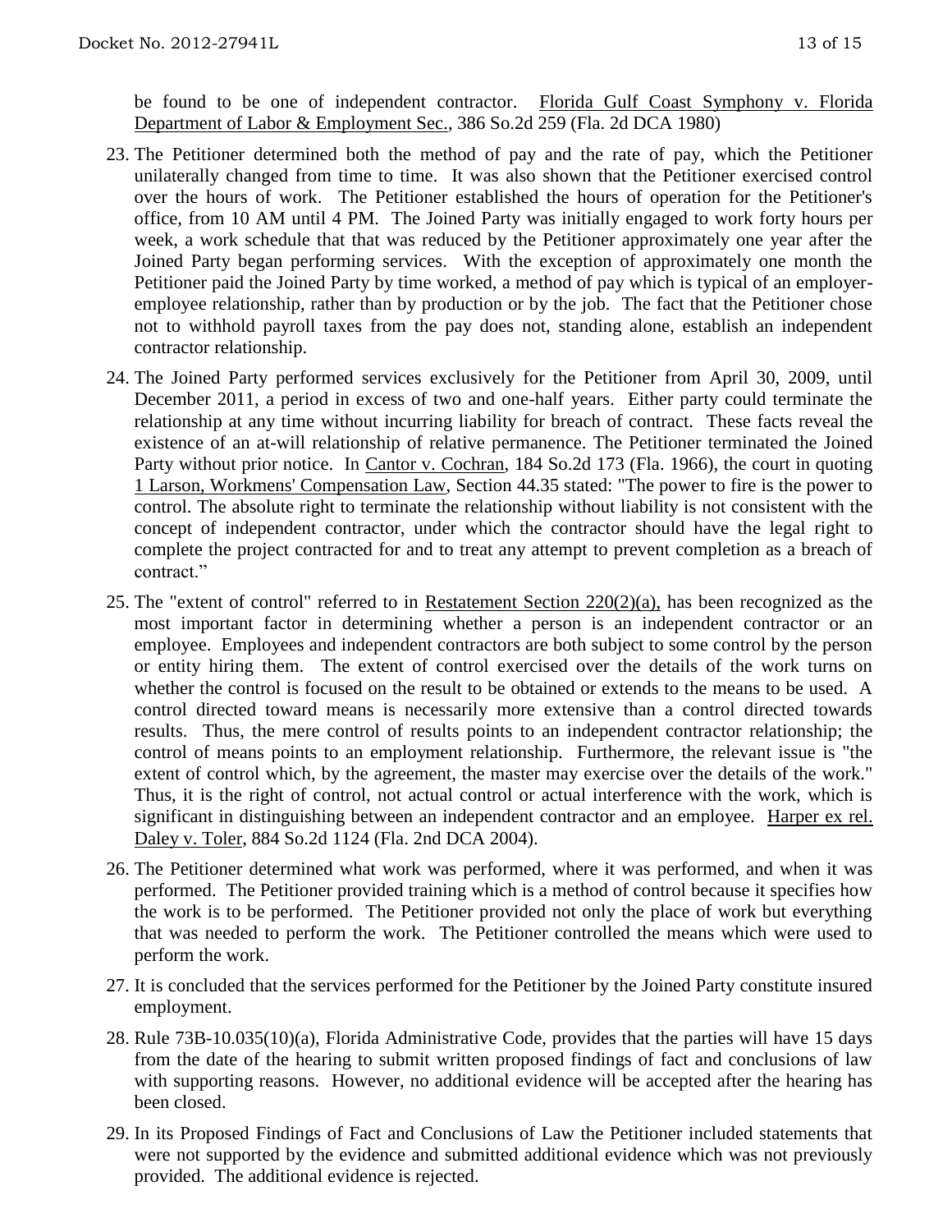be found to be one of independent contractor. Florida Gulf Coast Symphony v. Florida Department of Labor & Employment Sec., 386 So.2d 259 (Fla. 2d DCA 1980)

23. The Petitioner determined both the method of pay and the rate of pay, which the Petitioner unilaterally changed from time to time. It was also shown that the Petitioner exercised control over the hours of work. The Petitioner established the hours of operation for the Petitioner's office, from 10 AM until 4 PM. The Joined Party was initially engaged to work forty hours per week, a work schedule that that was reduced by the Petitioner approximately one year after the Joined Party began performing services. With the exception of approximately one month the Petitioner paid the Joined Party by time worked, a method of pay which is typical of an employer-employee relationship, rather than by production or by the job. The fact that the Petitioner chose not to withhold payroll taxes from the pay does not, standing alone, establish an independent contractor relationship.

24. The Joined Party performed services exclusively for the Petitioner from April 30, 2009, until December 2011, a period in excess of two and one-half years. Either party could terminate the relationship at any time without incurring liability for breach of contract. These facts reveal the existence of an at-will relationship of relative permanence. The Petitioner terminated the Joined Party without prior notice. In Cantor v. Cochran, 184 So.2d 173 (Fla. 1966), the court in quoting 1 Larson, Workmens' Compensation Law, Section 44.35 stated: "The power to fire is the power to control. The absolute right to terminate the relationship without liability is not consistent with the concept of independent contractor, under which the contractor should have the legal right to complete the project contracted for and to treat any attempt to prevent completion as a breach of contract."

25. The "extent of control" referred to in Restatement Section 220(2)(a), has been recognized as the most important factor in determining whether a person is an independent contractor or an employee. Employees and independent contractors are both subject to some control by the person or entity hiring them. The extent of control exercised over the details of the work turns on whether the control is focused on the result to be obtained or extends to the means to be used. A control directed toward means is necessarily more extensive than a control directed towards results. Thus, the mere control of results points to an independent contractor relationship; the control of means points to an employment relationship. Furthermore, the relevant issue is "the extent of control which, by the agreement, the master may exercise over the details of the work." Thus, it is the right of control, not actual control or actual interference with the work, which is significant in distinguishing between an independent contractor and an employee. Harper ex rel. Daley v. Toler, 884 So.2d 1124 (Fla. 2nd DCA 2004).

26. The Petitioner determined what work was performed, where it was performed, and when it was performed. The Petitioner provided training which is a method of control because it specifies how the work is to be performed. The Petitioner provided not only the place of work but everything that was needed to perform the work. The Petitioner controlled the means which were used to perform the work.

27. It is concluded that the services performed for the Petitioner by the Joined Party constitute insured employment.

28. Rule 73B-10.035(10)(a), Florida Administrative Code, provides that the parties will have 15 days from the date of the hearing to submit written proposed findings of fact and conclusions of law with supporting reasons. However, no additional evidence will be accepted after the hearing has been closed.

29. In its Proposed Findings of Fact and Conclusions of Law the Petitioner included statements that were not supported by the evidence and submitted additional evidence which was not previously provided. The additional evidence is rejected.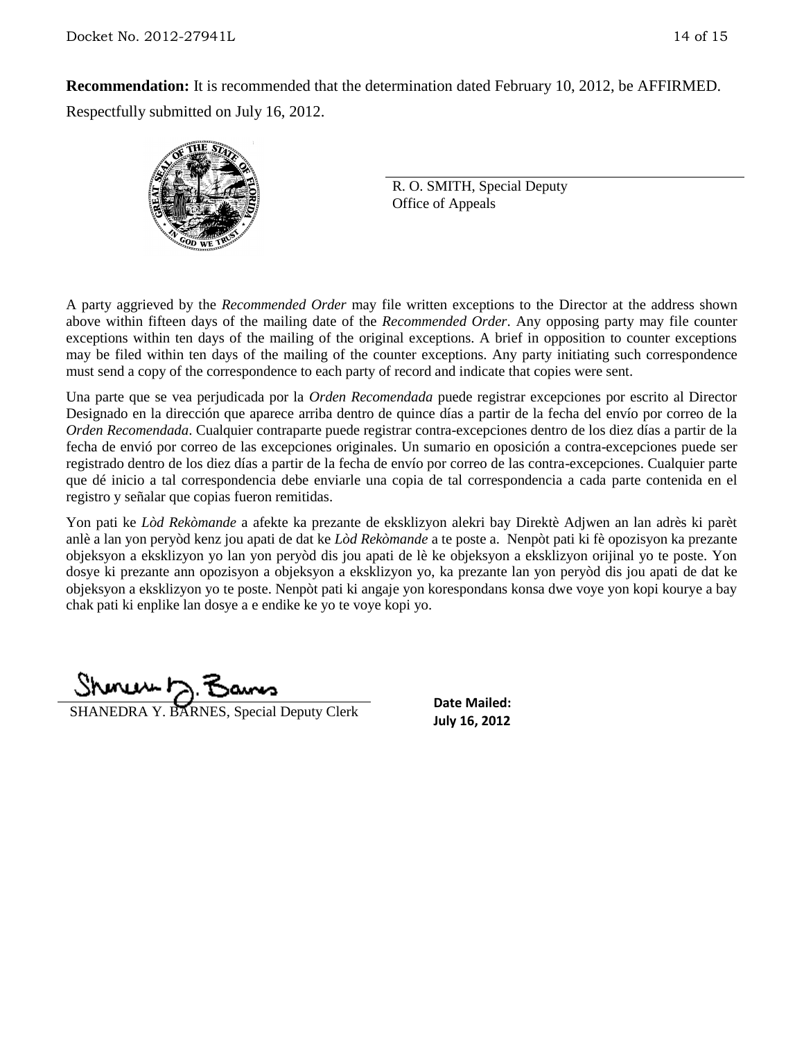**Recommendation:** It is recommended that the determination dated February 10, 2012, be AFFIRMED.

Respectfully submitted on July 16, 2012.

R. O. SMITH, Special Deputy
Office of Appeals

A party aggrieved by the *Recommended Order* may file written exceptions to the Director at the address shown above within fifteen days of the mailing date of the *Recommended Order*. Any opposing party may file counter exceptions within ten days of the mailing of the original exceptions. A brief in opposition to counter exceptions may be filed within ten days of the mailing of the counter exceptions. Any party initiating such correspondence must send a copy of the correspondence to each party of record and indicate that copies were sent.

Una parte que se vea perjudicada por la *Orden Recomendada* puede registrar excepciones por escrito al Director Designado en la dirección que aparece arriba dentro de quince días a partir de la fecha del envío por correo de la *Orden Recomendada*. Cualquier contraparte puede registrar contra-excepciones dentro de los diez días a partir de la fecha de envió por correo de las excepciones originales. Un sumario en oposición a contra-excepciones puede ser registrado dentro de los diez días a partir de la fecha de envío por correo de las contra-excepciones. Cualquier parte que dé inicio a tal correspondencia debe enviarle una copia de tal correspondencia a cada parte contenida en el registro y señalar que copias fueron remitidas.

Yon pati ke *Lòd Rekòmande* a afekte ka prezante de eksklizyon alekri bay Direktè Adjwen an lan adrès ki parèt anlè a lan yon peryòd kenz jou apati de dat ke *Lòd Rekòmande* a te poste a. Nenpòt pati ki fè opozisyon ka prezante objeksyon a eksklizyon yo lan yon peryòd dis jou apati de lè ke objeksyon a eksklizyon orijinal yo te poste. Yon dosye ki prezante ann opozisyon a objeksyon a eksklizyon yo, ka prezante lan yon peryòd dis jou apati de dat ke objeksyon a eksklizyon yo te poste. Nenpòt pati ki angaje yon korespondans konsa dwe voye yon kopi kourye a bay chak pati ki enplike lan dosye a e endike ke yo te voye kopi yo.

SHANEDRA Y. BARNES, Special Deputy Clerk

**Date Mailed:**
**July 16, 2012**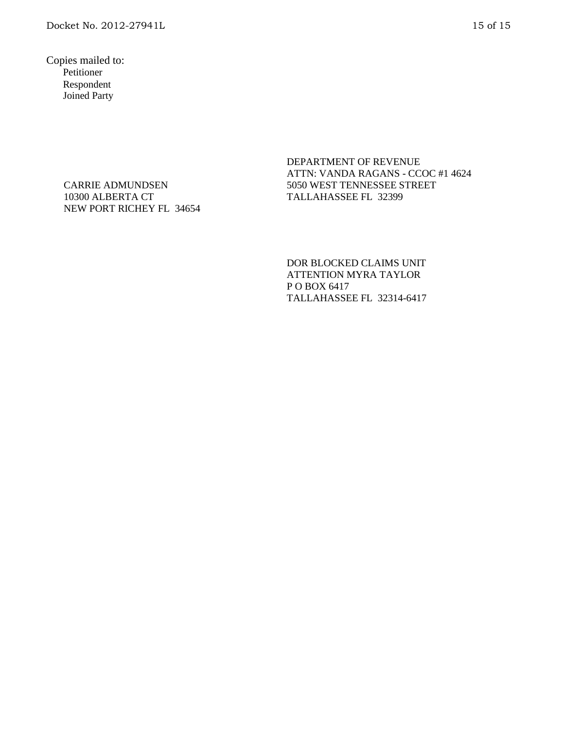Copies mailed to:
Petitioner
Respondent
Joined Party

CARRIE ADMUNDSEN
10300 ALBERTA CT
NEW PORT RICHEY FL 34654

DEPARTMENT OF REVENUE
ATTN: VANDA RAGANS - CCOC #1 4624
5050 WEST TENNESSEE STREET
TALLAHASSEE FL 32399

DOR BLOCKED CLAIMS UNIT
ATTENTION MYRA TAYLOR
P O BOX 6417
TALLAHASSEE FL 32314-6417